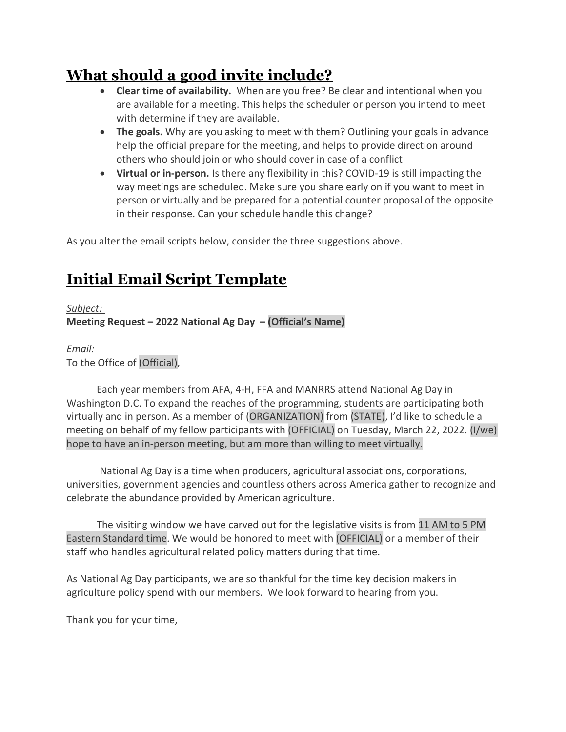# What should a good invite include?

- **Clear time of availability.** When are you free? Be clear and intentional when you are available for a meeting. This helps the scheduler or person you intend to meet with determine if they are available.
- **The goals.** Why are you asking to meet with them? Outlining your goals in advance help the official prepare for the meeting, and helps to provide direction around others who should join or who should cover in case of a conflict
- **Virtual or in-person.** Is there any flexibility in this? COVID-19 is still impacting the way meetings are scheduled. Make sure you share early on if you want to meet in person or virtually and be prepared for a potential counter proposal of the opposite in their response. Can your schedule handle this change?

As you alter the email scripts below, consider the three suggestions above.

# Initial Email Script Template

*Subject:*

**Meeting Request – 2022 National Ag Day – (Official's Name)**

*Email:*

To the Office of (Official),

Each year members from AFA, 4-H, FFA and MANRRS attend National Ag Day in Washington D.C. To expand the reaches of the programming, students are participating both virtually and in person. As a member of (ORGANIZATION) from (STATE), I'd like to schedule a meeting on behalf of my fellow participants with (OFFICIAL) on Tuesday, March 22, 2022. (I/we) hope to have an in-person meeting, but am more than willing to meet virtually.

National Ag Day is a time when producers, agricultural associations, corporations, universities, government agencies and countless others across America gather to recognize and celebrate the abundance provided by American agriculture.

The visiting window we have carved out for the legislative visits is from 11 AM to 5 PM Eastern Standard time. We would be honored to meet with (OFFICIAL) or a member of their staff who handles agricultural related policy matters during that time.

As National Ag Day participants, we are so thankful for the time key decision makers in agriculture policy spend with our members. We look forward to hearing from you.

Thank you for your time,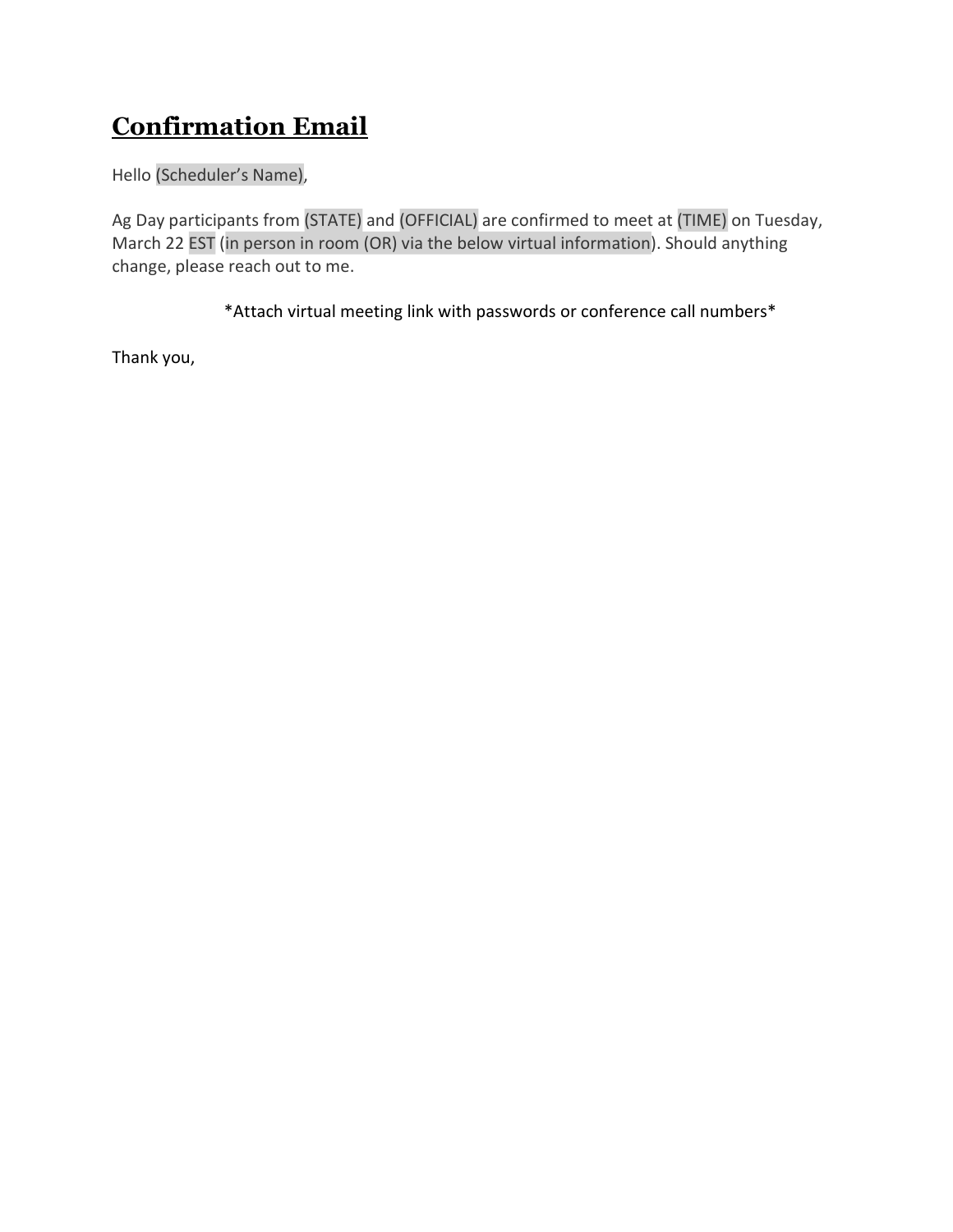# **Confirmation Email**

Hello (Scheduler's Name),

Ag Day participants from (STATE) and (OFFICIAL) are confirmed to meet at (TIME) on Tuesday, March 22 EST (in person in room (OR) via the below virtual information). Should anything change, please reach out to me.

*Attach virtual meeting link with passwords or conference call numbers*

Thank you,